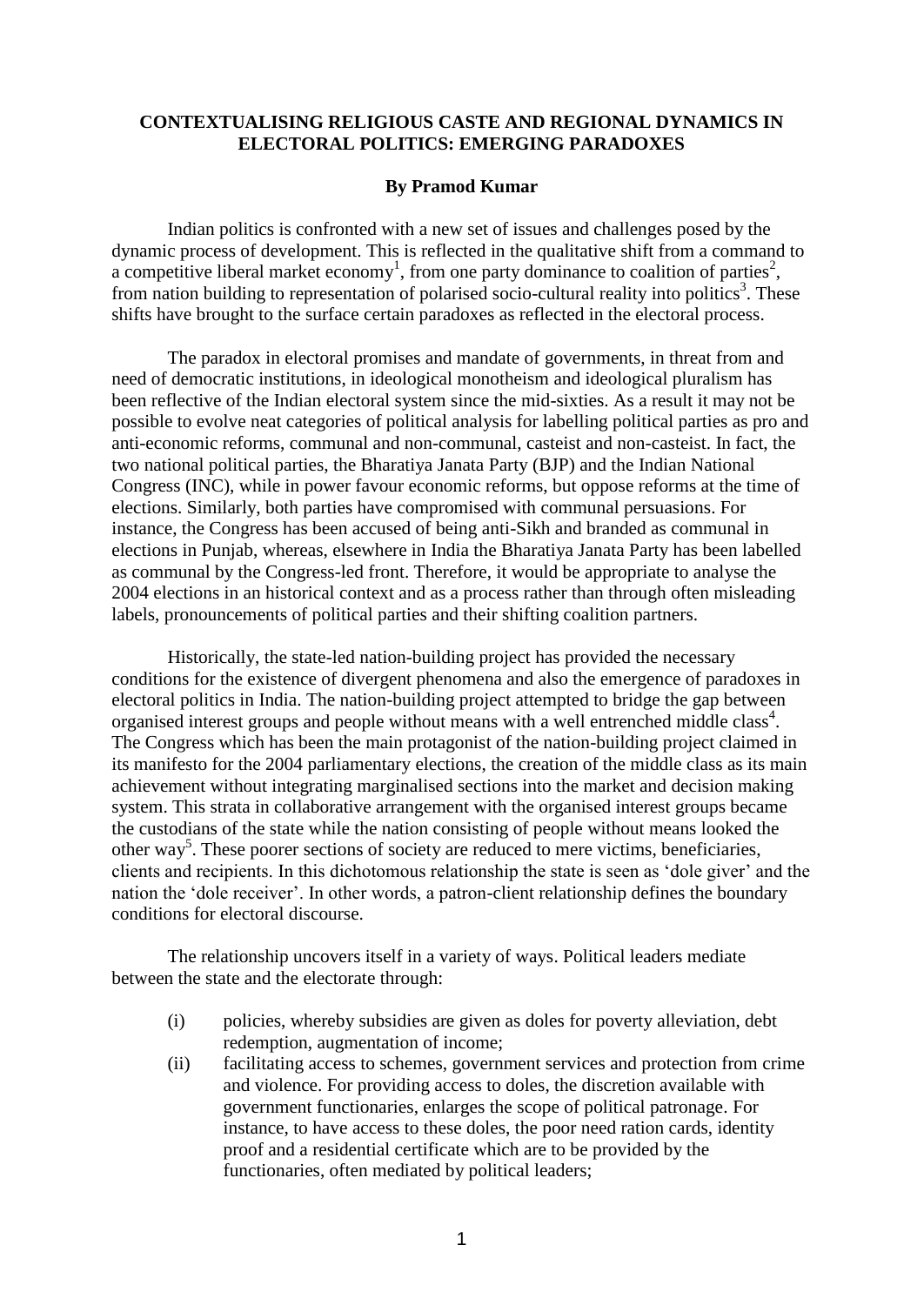# CONTEXTUALISING RELIGIOUS CASTE AND REGIONAL DYNAMICS IN ELECTORAL POLITICS: EMERGING PARADOXES

**By Pramod Kumar**

Indian politics is confronted with a new set of issues and challenges posed by the dynamic process of development. This is reflected in the qualitative shift from a command to a competitive liberal market economy[1], from one party dominance to coalition of parties[2], from nation building to representation of polarised socio-cultural reality into politics[3]. These shifts have brought to the surface certain paradoxes as reflected in the electoral process.

The paradox in electoral promises and mandate of governments, in threat from and need of democratic institutions, in ideological monotheism and ideological pluralism has been reflective of the Indian electoral system since the mid-sixties. As a result it may not be possible to evolve neat categories of political analysis for labelling political parties as pro and anti-economic reforms, communal and non-communal, casteist and non-casteist. In fact, the two national political parties, the Bharatiya Janata Party (BJP) and the Indian National Congress (INC), while in power favour economic reforms, but oppose reforms at the time of elections. Similarly, both parties have compromised with communal persuasions. For instance, the Congress has been accused of being anti-Sikh and branded as communal in elections in Punjab, whereas, elsewhere in India the Bharatiya Janata Party has been labelled as communal by the Congress-led front. Therefore, it would be appropriate to analyse the 2004 elections in an historical context and as a process rather than through often misleading labels, pronouncements of political parties and their shifting coalition partners.

Historically, the state-led nation-building project has provided the necessary conditions for the existence of divergent phenomena and also the emergence of paradoxes in electoral politics in India. The nation-building project attempted to bridge the gap between organised interest groups and people without means with a well entrenched middle class[4]. The Congress which has been the main protagonist of the nation-building project claimed in its manifesto for the 2004 parliamentary elections, the creation of the middle class as its main achievement without integrating marginalised sections into the market and decision making system. This strata in collaborative arrangement with the organised interest groups became the custodians of the state while the nation consisting of people without means looked the other way[5]. These poorer sections of society are reduced to mere victims, beneficiaries, clients and recipients. In this dichotomous relationship the state is seen as 'dole giver' and the nation the 'dole receiver'. In other words, a patron-client relationship defines the boundary conditions for electoral discourse.

The relationship uncovers itself in a variety of ways. Political leaders mediate between the state and the electorate through:

(i) policies, whereby subsidies are given as doles for poverty alleviation, debt redemption, augmentation of income;

(ii) facilitating access to schemes, government services and protection from crime and violence. For providing access to doles, the discretion available with government functionaries, enlarges the scope of political patronage. For instance, to have access to these doles, the poor need ration cards, identity proof and a residential certificate which are to be provided by the functionaries, often mediated by political leaders;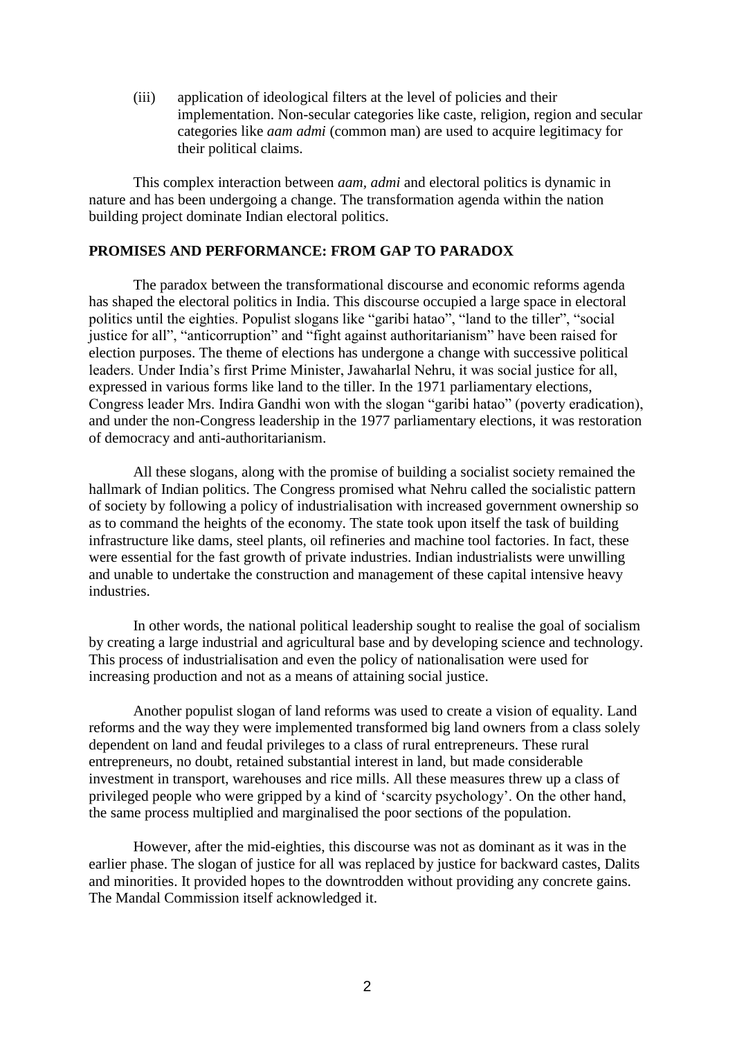(iii) application of ideological filters at the level of policies and their implementation. Non-secular categories like caste, religion, region and secular categories like *aam admi* (common man) are used to acquire legitimacy for their political claims.

This complex interaction between *aam, admi* and electoral politics is dynamic in nature and has been undergoing a change. The transformation agenda within the nation building project dominate Indian electoral politics.

## PROMISES AND PERFORMANCE: FROM GAP TO PARADOX

The paradox between the transformational discourse and economic reforms agenda has shaped the electoral politics in India. This discourse occupied a large space in electoral politics until the eighties. Populist slogans like "garibi hatao", "land to the tiller", "social justice for all", "anticorruption" and "fight against authoritarianism" have been raised for election purposes. The theme of elections has undergone a change with successive political leaders. Under India's first Prime Minister, Jawaharlal Nehru, it was social justice for all, expressed in various forms like land to the tiller. In the 1971 parliamentary elections, Congress leader Mrs. Indira Gandhi won with the slogan "garibi hatao" (poverty eradication), and under the non-Congress leadership in the 1977 parliamentary elections, it was restoration of democracy and anti-authoritarianism.

All these slogans, along with the promise of building a socialist society remained the hallmark of Indian politics. The Congress promised what Nehru called the socialistic pattern of society by following a policy of industrialisation with increased government ownership so as to command the heights of the economy. The state took upon itself the task of building infrastructure like dams, steel plants, oil refineries and machine tool factories. In fact, these were essential for the fast growth of private industries. Indian industrialists were unwilling and unable to undertake the construction and management of these capital intensive heavy industries.

In other words, the national political leadership sought to realise the goal of socialism by creating a large industrial and agricultural base and by developing science and technology. This process of industrialisation and even the policy of nationalisation were used for increasing production and not as a means of attaining social justice.

Another populist slogan of land reforms was used to create a vision of equality. Land reforms and the way they were implemented transformed big land owners from a class solely dependent on land and feudal privileges to a class of rural entrepreneurs. These rural entrepreneurs, no doubt, retained substantial interest in land, but made considerable investment in transport, warehouses and rice mills. All these measures threw up a class of privileged people who were gripped by a kind of 'scarcity psychology'. On the other hand, the same process multiplied and marginalised the poor sections of the population.

However, after the mid-eighties, this discourse was not as dominant as it was in the earlier phase. The slogan of justice for all was replaced by justice for backward castes, Dalits and minorities. It provided hopes to the downtrodden without providing any concrete gains. The Mandal Commission itself acknowledged it.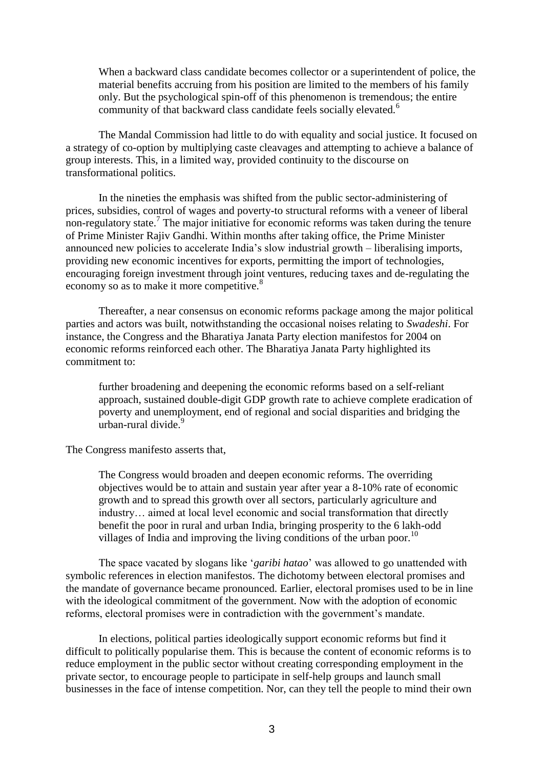> When a backward class candidate becomes collector or a superintendent of police, the material benefits accruing from his position are limited to the members of his family only. But the psychological spin-off of this phenomenon is tremendous; the entire community of that backward class candidate feels socially elevated.[6]

The Mandal Commission had little to do with equality and social justice. It focused on a strategy of co-option by multiplying caste cleavages and attempting to achieve a balance of group interests. This, in a limited way, provided continuity to the discourse on transformational politics.

In the nineties the emphasis was shifted from the public sector-administering of prices, subsidies, control of wages and poverty-to structural reforms with a veneer of liberal non-regulatory state.[7] The major initiative for economic reforms was taken during the tenure of Prime Minister Rajiv Gandhi. Within months after taking office, the Prime Minister announced new policies to accelerate India's slow industrial growth – liberalising imports, providing new economic incentives for exports, permitting the import of technologies, encouraging foreign investment through joint ventures, reducing taxes and de-regulating the economy so as to make it more competitive.[8]

Thereafter, a near consensus on economic reforms package among the major political parties and actors was built, notwithstanding the occasional noises relating to *Swadeshi*. For instance, the Congress and the Bharatiya Janata Party election manifestos for 2004 on economic reforms reinforced each other. The Bharatiya Janata Party highlighted its commitment to:

> further broadening and deepening the economic reforms based on a self-reliant approach, sustained double-digit GDP growth rate to achieve complete eradication of poverty and unemployment, end of regional and social disparities and bridging the urban-rural divide.[9]

The Congress manifesto asserts that,

> The Congress would broaden and deepen economic reforms. The overriding objectives would be to attain and sustain year after year a 8-10% rate of economic growth and to spread this growth over all sectors, particularly agriculture and industry… aimed at local level economic and social transformation that directly benefit the poor in rural and urban India, bringing prosperity to the 6 lakh-odd villages of India and improving the living conditions of the urban poor.[10]

The space vacated by slogans like '*garibi hatao*' was allowed to go unattended with symbolic references in election manifestos. The dichotomy between electoral promises and the mandate of governance became pronounced. Earlier, electoral promises used to be in line with the ideological commitment of the government. Now with the adoption of economic reforms, electoral promises were in contradiction with the government's mandate.

In elections, political parties ideologically support economic reforms but find it difficult to politically popularise them. This is because the content of economic reforms is to reduce employment in the public sector without creating corresponding employment in the private sector, to encourage people to participate in self-help groups and launch small businesses in the face of intense competition. Nor, can they tell the people to mind their own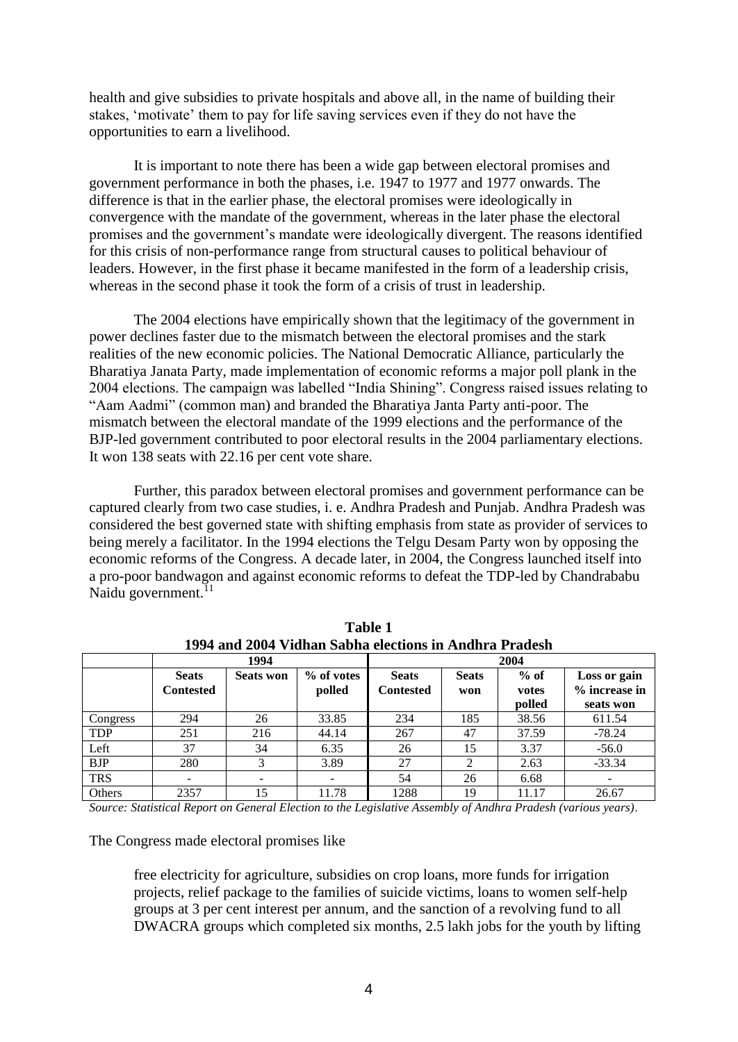health and give subsidies to private hospitals and above all, in the name of building their stakes, 'motivate' them to pay for life saving services even if they do not have the opportunities to earn a livelihood.

It is important to note there has been a wide gap between electoral promises and government performance in both the phases, i.e. 1947 to 1977 and 1977 onwards. The difference is that in the earlier phase, the electoral promises were ideologically in convergence with the mandate of the government, whereas in the later phase the electoral promises and the government's mandate were ideologically divergent. The reasons identified for this crisis of non-performance range from structural causes to political behaviour of leaders. However, in the first phase it became manifested in the form of a leadership crisis, whereas in the second phase it took the form of a crisis of trust in leadership.

The 2004 elections have empirically shown that the legitimacy of the government in power declines faster due to the mismatch between the electoral promises and the stark realities of the new economic policies. The National Democratic Alliance, particularly the Bharatiya Janata Party, made implementation of economic reforms a major poll plank in the 2004 elections. The campaign was labelled "India Shining". Congress raised issues relating to "Aam Aadmi" (common man) and branded the Bharatiya Janta Party anti-poor. The mismatch between the electoral mandate of the 1999 elections and the performance of the BJP-led government contributed to poor electoral results in the 2004 parliamentary elections. It won 138 seats with 22.16 per cent vote share.

Further, this paradox between electoral promises and government performance can be captured clearly from two case studies, i. e. Andhra Pradesh and Punjab. Andhra Pradesh was considered the best governed state with shifting emphasis from state as provider of services to being merely a facilitator. In the 1994 elections the Telgu Desam Party won by opposing the economic reforms of the Congress. A decade later, in 2004, the Congress launched itself into a pro-poor bandwagon and against economic reforms to defeat the TDP-led by Chandrababu Naidu government.[11]

**Table 1**
**1994 and 2004 Vidhan Sabha elections in Andhra Pradesh**

| | 1994 | | | 2004 | | | |
|---|---|---|---|---|---|---|---|
| | **Seats Contested** | **Seats won** | **% of votes polled** | **Seats Contested** | **Seats won** | **% of votes polled** | **Loss or gain % increase in seats won** |
| Congress | 294 | 26 | 33.85 | 234 | 185 | 38.56 | 611.54 |
| TDP | 251 | 216 | 44.14 | 267 | 47 | 37.59 | -78.24 |
| Left | 37 | 34 | 6.35 | 26 | 15 | 3.37 | -56.0 |
| BJP | 280 | 3 | 3.89 | 27 | 2 | 2.63 | -33.34 |
| TRS | - | - | - | 54 | 26 | 6.68 | - |
| Others | 2357 | 15 | 11.78 | 1288 | 19 | 11.17 | 26.67 |

*Source: Statistical Report on General Election to the Legislative Assembly of Andhra Pradesh (various years).*

The Congress made electoral promises like

> free electricity for agriculture, subsidies on crop loans, more funds for irrigation projects, relief package to the families of suicide victims, loans to women self-help groups at 3 per cent interest per annum, and the sanction of a revolving fund to all DWACRA groups which completed six months, 2.5 lakh jobs for the youth by lifting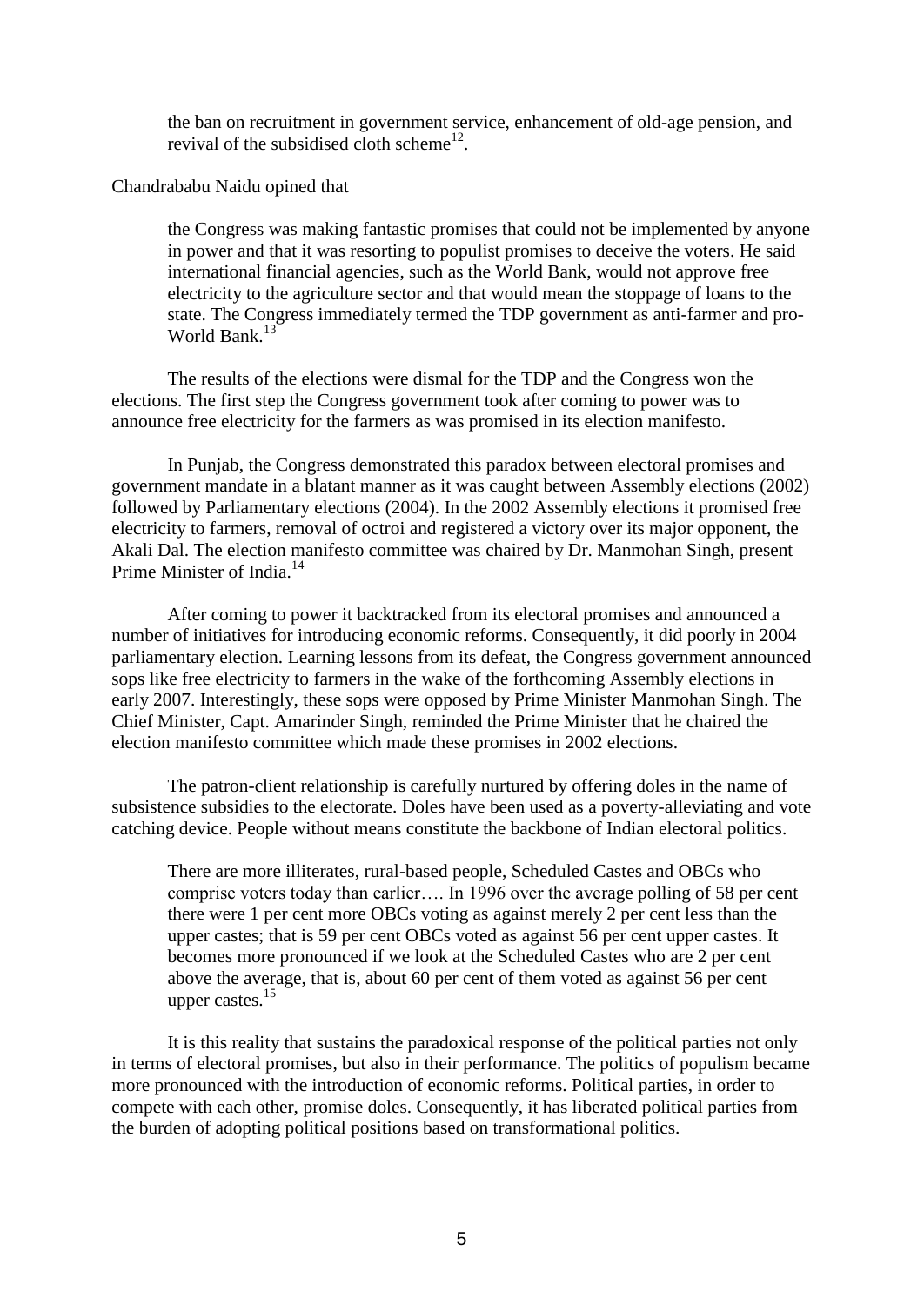> the ban on recruitment in government service, enhancement of old-age pension, and revival of the subsidised cloth scheme[12].

Chandrababu Naidu opined that

> the Congress was making fantastic promises that could not be implemented by anyone in power and that it was resorting to populist promises to deceive the voters. He said international financial agencies, such as the World Bank, would not approve free electricity to the agriculture sector and that would mean the stoppage of loans to the state. The Congress immediately termed the TDP government as anti-farmer and pro-World Bank.[13]

The results of the elections were dismal for the TDP and the Congress won the elections. The first step the Congress government took after coming to power was to announce free electricity for the farmers as was promised in its election manifesto.

In Punjab, the Congress demonstrated this paradox between electoral promises and government mandate in a blatant manner as it was caught between Assembly elections (2002) followed by Parliamentary elections (2004). In the 2002 Assembly elections it promised free electricity to farmers, removal of octroi and registered a victory over its major opponent, the Akali Dal. The election manifesto committee was chaired by Dr. Manmohan Singh, present Prime Minister of India.[14]

After coming to power it backtracked from its electoral promises and announced a number of initiatives for introducing economic reforms. Consequently, it did poorly in 2004 parliamentary election. Learning lessons from its defeat, the Congress government announced sops like free electricity to farmers in the wake of the forthcoming Assembly elections in early 2007. Interestingly, these sops were opposed by Prime Minister Manmohan Singh. The Chief Minister, Capt. Amarinder Singh, reminded the Prime Minister that he chaired the election manifesto committee which made these promises in 2002 elections.

The patron-client relationship is carefully nurtured by offering doles in the name of subsistence subsidies to the electorate. Doles have been used as a poverty-alleviating and vote catching device. People without means constitute the backbone of Indian electoral politics.

> There are more illiterates, rural-based people, Scheduled Castes and OBCs who comprise voters today than earlier…. In 1996 over the average polling of 58 per cent there were 1 per cent more OBCs voting as against merely 2 per cent less than the upper castes; that is 59 per cent OBCs voted as against 56 per cent upper castes. It becomes more pronounced if we look at the Scheduled Castes who are 2 per cent above the average, that is, about 60 per cent of them voted as against 56 per cent upper castes.[15]

It is this reality that sustains the paradoxical response of the political parties not only in terms of electoral promises, but also in their performance. The politics of populism became more pronounced with the introduction of economic reforms. Political parties, in order to compete with each other, promise doles. Consequently, it has liberated political parties from the burden of adopting political positions based on transformational politics.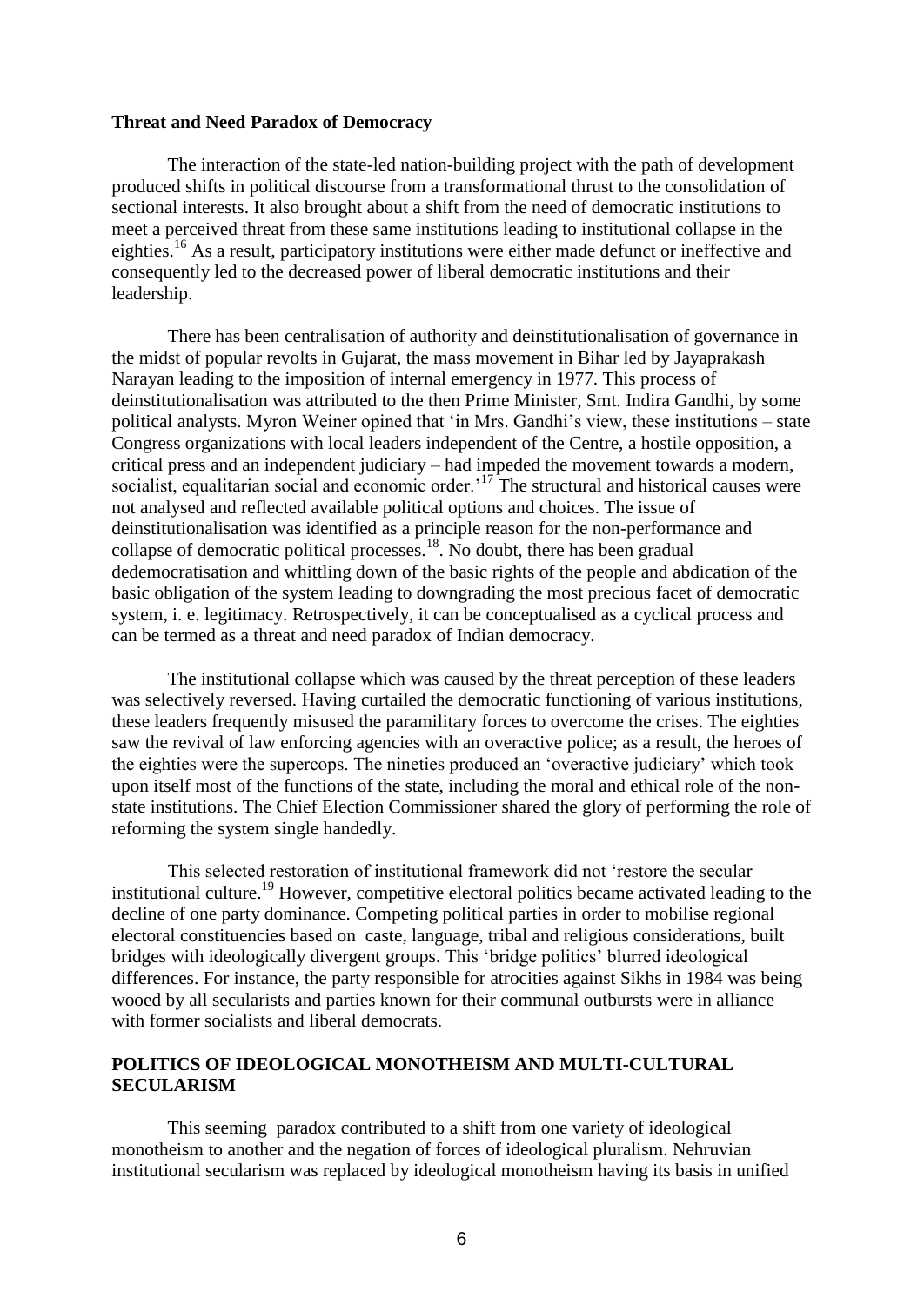**Threat and Need Paradox of Democracy**

The interaction of the state-led nation-building project with the path of development produced shifts in political discourse from a transformational thrust to the consolidation of sectional interests. It also brought about a shift from the need of democratic institutions to meet a perceived threat from these same institutions leading to institutional collapse in the eighties.[16] As a result, participatory institutions were either made defunct or ineffective and consequently led to the decreased power of liberal democratic institutions and their leadership.

There has been centralisation of authority and deinstitutionalisation of governance in the midst of popular revolts in Gujarat, the mass movement in Bihar led by Jayaprakash Narayan leading to the imposition of internal emergency in 1977. This process of deinstitutionalisation was attributed to the then Prime Minister, Smt. Indira Gandhi, by some political analysts. Myron Weiner opined that 'in Mrs. Gandhi's view, these institutions – state Congress organizations with local leaders independent of the Centre, a hostile opposition, a critical press and an independent judiciary – had impeded the movement towards a modern, socialist, equalitarian social and economic order.'[17] The structural and historical causes were not analysed and reflected available political options and choices. The issue of deinstitutionalisation was identified as a principle reason for the non-performance and collapse of democratic political processes.[18]. No doubt, there has been gradual dedemocratisation and whittling down of the basic rights of the people and abdication of the basic obligation of the system leading to downgrading the most precious facet of democratic system, i. e. legitimacy. Retrospectively, it can be conceptualised as a cyclical process and can be termed as a threat and need paradox of Indian democracy.

The institutional collapse which was caused by the threat perception of these leaders was selectively reversed. Having curtailed the democratic functioning of various institutions, these leaders frequently misused the paramilitary forces to overcome the crises. The eighties saw the revival of law enforcing agencies with an overactive police; as a result, the heroes of the eighties were the supercops. The nineties produced an 'overactive judiciary' which took upon itself most of the functions of the state, including the moral and ethical role of the non-state institutions. The Chief Election Commissioner shared the glory of performing the role of reforming the system single handedly.

This selected restoration of institutional framework did not 'restore the secular institutional culture.[19] However, competitive electoral politics became activated leading to the decline of one party dominance. Competing political parties in order to mobilise regional electoral constituencies based on caste, language, tribal and religious considerations, built bridges with ideologically divergent groups. This 'bridge politics' blurred ideological differences. For instance, the party responsible for atrocities against Sikhs in 1984 was being wooed by all secularists and parties known for their communal outbursts were in alliance with former socialists and liberal democrats.

## POLITICS OF IDEOLOGICAL MONOTHEISM AND MULTI-CULTURAL SECULARISM

This seeming paradox contributed to a shift from one variety of ideological monotheism to another and the negation of forces of ideological pluralism. Nehruvian institutional secularism was replaced by ideological monotheism having its basis in unified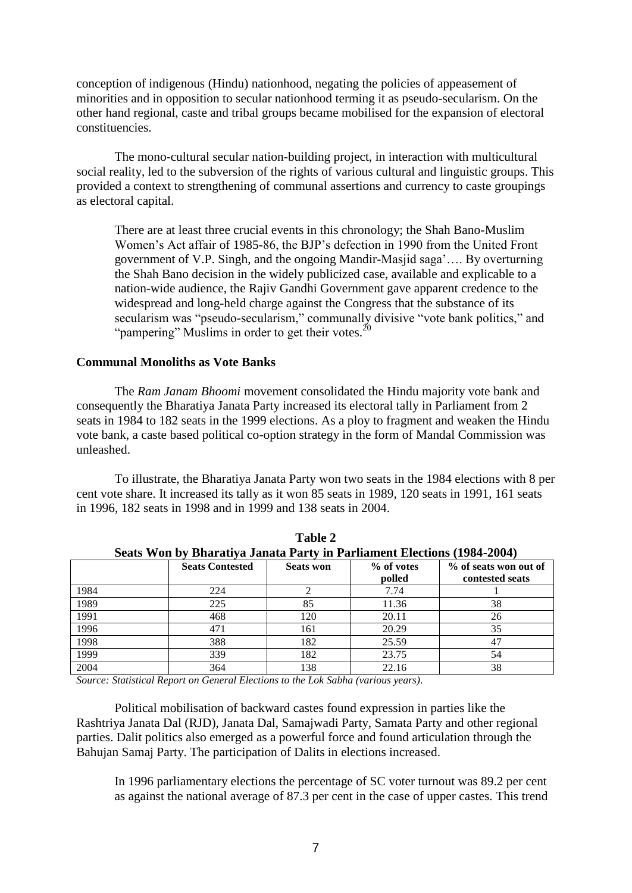conception of indigenous (Hindu) nationhood, negating the policies of appeasement of minorities and in opposition to secular nationhood terming it as pseudo-secularism. On the other hand regional, caste and tribal groups became mobilised for the expansion of electoral constituencies.

The mono-cultural secular nation-building project, in interaction with multicultural social reality, led to the subversion of the rights of various cultural and linguistic groups. This provided a context to strengthening of communal assertions and currency to caste groupings as electoral capital.

> There are at least three crucial events in this chronology; the Shah Bano-Muslim Women's Act affair of 1985-86, the BJP's defection in 1990 from the United Front government of V.P. Singh, and the ongoing Mandir-Masjid saga'…. By overturning the Shah Bano decision in the widely publicized case, available and explicable to a nation-wide audience, the Rajiv Gandhi Government gave apparent credence to the widespread and long-held charge against the Congress that the substance of its secularism was "pseudo-secularism," communally divisive "vote bank politics," and "pampering" Muslims in order to get their votes.[20]

**Communal Monoliths as Vote Banks**

The *Ram Janam Bhoomi* movement consolidated the Hindu majority vote bank and consequently the Bharatiya Janata Party increased its electoral tally in Parliament from 2 seats in 1984 to 182 seats in the 1999 elections. As a ploy to fragment and weaken the Hindu vote bank, a caste based political co-option strategy in the form of Mandal Commission was unleashed.

To illustrate, the Bharatiya Janata Party won two seats in the 1984 elections with 8 per cent vote share. It increased its tally as it won 85 seats in 1989, 120 seats in 1991, 161 seats in 1996, 182 seats in 1998 and in 1999 and 138 seats in 2004.

**Table 2**
**Seats Won by Bharatiya Janata Party in Parliament Elections (1984-2004)**

| | Seats Contested | Seats won | % of votes polled | % of seats won out of contested seats |
|---|---|---|---|---|
| 1984 | 224 | 2 | 7.74 | 1 |
| 1989 | 225 | 85 | 11.36 | 38 |
| 1991 | 468 | 120 | 20.11 | 26 |
| 1996 | 471 | 161 | 20.29 | 35 |
| 1998 | 388 | 182 | 25.59 | 47 |
| 1999 | 339 | 182 | 23.75 | 54 |
| 2004 | 364 | 138 | 22.16 | 38 |

*Source: Statistical Report on General Elections to the Lok Sabha (various years).*

Political mobilisation of backward castes found expression in parties like the Rashtriya Janata Dal (RJD), Janata Dal, Samajwadi Party, Samata Party and other regional parties. Dalit politics also emerged as a powerful force and found articulation through the Bahujan Samaj Party. The participation of Dalits in elections increased.

> In 1996 parliamentary elections the percentage of SC voter turnout was 89.2 per cent as against the national average of 87.3 per cent in the case of upper castes. This trend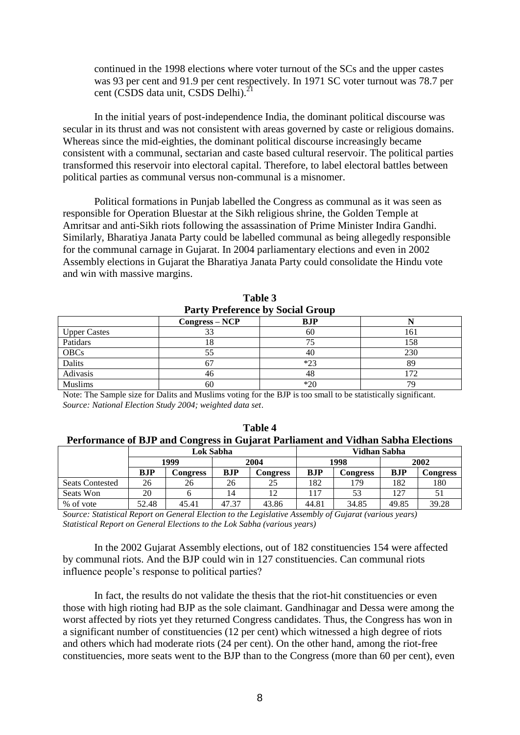continued in the 1998 elections where voter turnout of the SCs and the upper castes was 93 per cent and 91.9 per cent respectively. In 1971 SC voter turnout was 78.7 per cent (CSDS data unit, CSDS Delhi).[21]

In the initial years of post-independence India, the dominant political discourse was secular in its thrust and was not consistent with areas governed by caste or religious domains. Whereas since the mid-eighties, the dominant political discourse increasingly became consistent with a communal, sectarian and caste based cultural reservoir. The political parties transformed this reservoir into electoral capital. Therefore, to label electoral battles between political parties as communal versus non-communal is a misnomer.

Political formations in Punjab labelled the Congress as communal as it was seen as responsible for Operation Bluestar at the Sikh religious shrine, the Golden Temple at Amritsar and anti-Sikh riots following the assassination of Prime Minister Indira Gandhi. Similarly, Bharatiya Janata Party could be labelled communal as being allegedly responsible for the communal carnage in Gujarat. In 2004 parliamentary elections and even in 2002 Assembly elections in Gujarat the Bharatiya Janata Party could consolidate the Hindu vote and win with massive margins.

**Table 3**
**Party Preference by Social Group**

| | Congress – NCP | BJP | N |
|---|---|---|---|
| Upper Castes | 33 | 60 | 161 |
| Patidars | 18 | 75 | 158 |
| OBCs | 55 | 40 | 230 |
| Dalits | 67 | *23 | 89 |
| Adivasis | 46 | 48 | 172 |
| Muslims | 60 | *20 | 79 |

Note: The Sample size for Dalits and Muslims voting for the BJP is too small to be statistically significant.
*Source: National Election Study 2004; weighted data set*.

**Table 4**
**Performance of BJP and Congress in Gujarat Parliament and Vidhan Sabha Elections**

| | Lok Sabha | | | | Vidhan Sabha | | | |
|---|---|---|---|---|---|---|---|---|
| | 1999 | | 2004 | | 1998 | | 2002 | |
| | BJP | Congress | BJP | Congress | BJP | Congress | BJP | Congress |
| Seats Contested | 26 | 26 | 26 | 25 | 182 | 179 | 182 | 180 |
| Seats Won | 20 | 6 | 14 | 12 | 117 | 53 | 127 | 51 |
| % of vote | 52.48 | 45.41 | 47.37 | 43.86 | 44.81 | 34.85 | 49.85 | 39.28 |

*Source: Statistical Report on General Election to the Legislative Assembly of Gujarat (various years)*
*Statistical Report on General Elections to the Lok Sabha (various years)*

In the 2002 Gujarat Assembly elections, out of 182 constituencies 154 were affected by communal riots. And the BJP could win in 127 constituencies. Can communal riots influence people's response to political parties?

In fact, the results do not validate the thesis that the riot-hit constituencies or even those with high rioting had BJP as the sole claimant. Gandhinagar and Dessa were among the worst affected by riots yet they returned Congress candidates. Thus, the Congress has won in a significant number of constituencies (12 per cent) which witnessed a high degree of riots and others which had moderate riots (24 per cent). On the other hand, among the riot-free constituencies, more seats went to the BJP than to the Congress (more than 60 per cent), even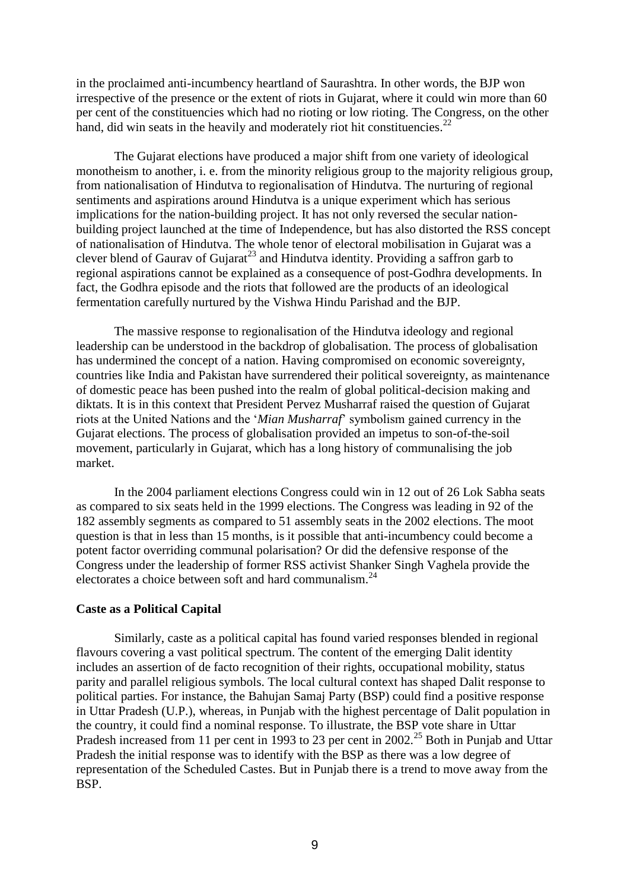in the proclaimed anti-incumbency heartland of Saurashtra. In other words, the BJP won irrespective of the presence or the extent of riots in Gujarat, where it could win more than 60 per cent of the constituencies which had no rioting or low rioting. The Congress, on the other hand, did win seats in the heavily and moderately riot hit constituencies.[22]

The Gujarat elections have produced a major shift from one variety of ideological monotheism to another, i. e. from the minority religious group to the majority religious group, from nationalisation of Hindutva to regionalisation of Hindutva. The nurturing of regional sentiments and aspirations around Hindutva is a unique experiment which has serious implications for the nation-building project. It has not only reversed the secular nation-building project launched at the time of Independence, but has also distorted the RSS concept of nationalisation of Hindutva. The whole tenor of electoral mobilisation in Gujarat was a clever blend of Gaurav of Gujarat[23] and Hindutva identity. Providing a saffron garb to regional aspirations cannot be explained as a consequence of post-Godhra developments. In fact, the Godhra episode and the riots that followed are the products of an ideological fermentation carefully nurtured by the Vishwa Hindu Parishad and the BJP.

The massive response to regionalisation of the Hindutva ideology and regional leadership can be understood in the backdrop of globalisation. The process of globalisation has undermined the concept of a nation. Having compromised on economic sovereignty, countries like India and Pakistan have surrendered their political sovereignty, as maintenance of domestic peace has been pushed into the realm of global political-decision making and diktats. It is in this context that President Pervez Musharraf raised the question of Gujarat riots at the United Nations and the '*Mian Musharraf*' symbolism gained currency in the Gujarat elections. The process of globalisation provided an impetus to son-of-the-soil movement, particularly in Gujarat, which has a long history of communalising the job market.

In the 2004 parliament elections Congress could win in 12 out of 26 Lok Sabha seats as compared to six seats held in the 1999 elections. The Congress was leading in 92 of the 182 assembly segments as compared to 51 assembly seats in the 2002 elections. The moot question is that in less than 15 months, is it possible that anti-incumbency could become a potent factor overriding communal polarisation? Or did the defensive response of the Congress under the leadership of former RSS activist Shanker Singh Vaghela provide the electorates a choice between soft and hard communalism.[24]

**Caste as a Political Capital**

Similarly, caste as a political capital has found varied responses blended in regional flavours covering a vast political spectrum. The content of the emerging Dalit identity includes an assertion of de facto recognition of their rights, occupational mobility, status parity and parallel religious symbols. The local cultural context has shaped Dalit response to political parties. For instance, the Bahujan Samaj Party (BSP) could find a positive response in Uttar Pradesh (U.P.), whereas, in Punjab with the highest percentage of Dalit population in the country, it could find a nominal response. To illustrate, the BSP vote share in Uttar Pradesh increased from 11 per cent in 1993 to 23 per cent in 2002.[25] Both in Punjab and Uttar Pradesh the initial response was to identify with the BSP as there was a low degree of representation of the Scheduled Castes. But in Punjab there is a trend to move away from the BSP.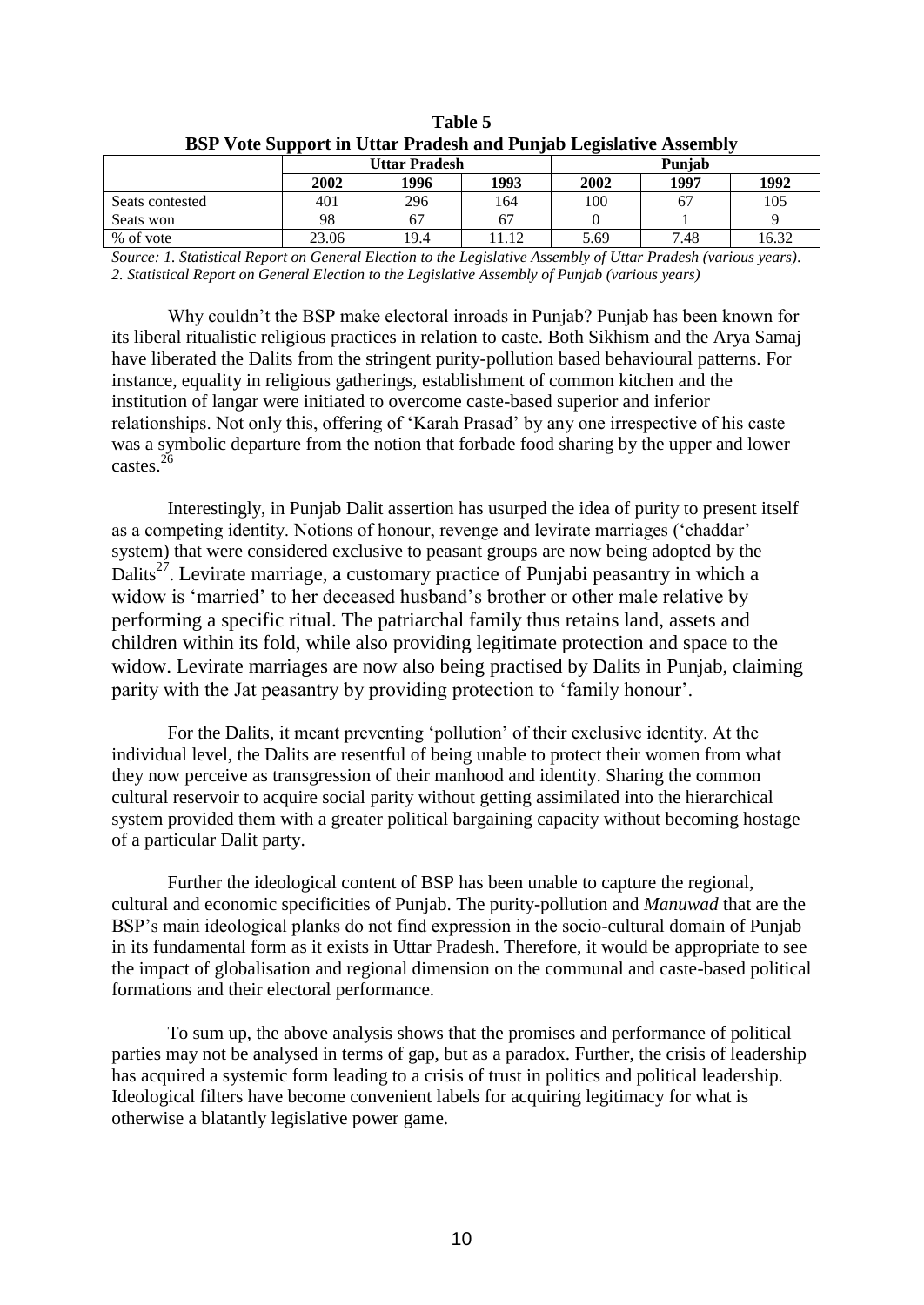**Table 5**
**BSP Vote Support in Uttar Pradesh and Punjab Legislative Assembly**

| | Uttar Pradesh | | | Punjab | | |
|---|---|---|---|---|---|---|
| | 2002 | 1996 | 1993 | 2002 | 1997 | 1992 |
| Seats contested | 401 | 296 | 164 | 100 | 67 | 105 |
| Seats won | 98 | 67 | 67 | 0 | 1 | 9 |
| % of vote | 23.06 | 19.4 | 11.12 | 5.69 | 7.48 | 16.32 |

*Source: 1. Statistical Report on General Election to the Legislative Assembly of Uttar Pradesh (various years). 2. Statistical Report on General Election to the Legislative Assembly of Punjab (various years)*

Why couldn't the BSP make electoral inroads in Punjab? Punjab has been known for its liberal ritualistic religious practices in relation to caste. Both Sikhism and the Arya Samaj have liberated the Dalits from the stringent purity-pollution based behavioural patterns. For instance, equality in religious gatherings, establishment of common kitchen and the institution of langar were initiated to overcome caste-based superior and inferior relationships. Not only this, offering of 'Karah Prasad' by any one irrespective of his caste was a symbolic departure from the notion that forbade food sharing by the upper and lower castes.[26]

Interestingly, in Punjab Dalit assertion has usurped the idea of purity to present itself as a competing identity. Notions of honour, revenge and levirate marriages ('chaddar' system) that were considered exclusive to peasant groups are now being adopted by the Dalits[27]. Levirate marriage, a customary practice of Punjabi peasantry in which a widow is 'married' to her deceased husband's brother or other male relative by performing a specific ritual. The patriarchal family thus retains land, assets and children within its fold, while also providing legitimate protection and space to the widow. Levirate marriages are now also being practised by Dalits in Punjab, claiming parity with the Jat peasantry by providing protection to 'family honour'.

For the Dalits, it meant preventing 'pollution' of their exclusive identity. At the individual level, the Dalits are resentful of being unable to protect their women from what they now perceive as transgression of their manhood and identity. Sharing the common cultural reservoir to acquire social parity without getting assimilated into the hierarchical system provided them with a greater political bargaining capacity without becoming hostage of a particular Dalit party.

Further the ideological content of BSP has been unable to capture the regional, cultural and economic specificities of Punjab. The purity-pollution and *Manuwad* that are the BSP's main ideological planks do not find expression in the socio-cultural domain of Punjab in its fundamental form as it exists in Uttar Pradesh. Therefore, it would be appropriate to see the impact of globalisation and regional dimension on the communal and caste-based political formations and their electoral performance.

To sum up, the above analysis shows that the promises and performance of political parties may not be analysed in terms of gap, but as a paradox. Further, the crisis of leadership has acquired a systemic form leading to a crisis of trust in politics and political leadership. Ideological filters have become convenient labels for acquiring legitimacy for what is otherwise a blatantly legislative power game.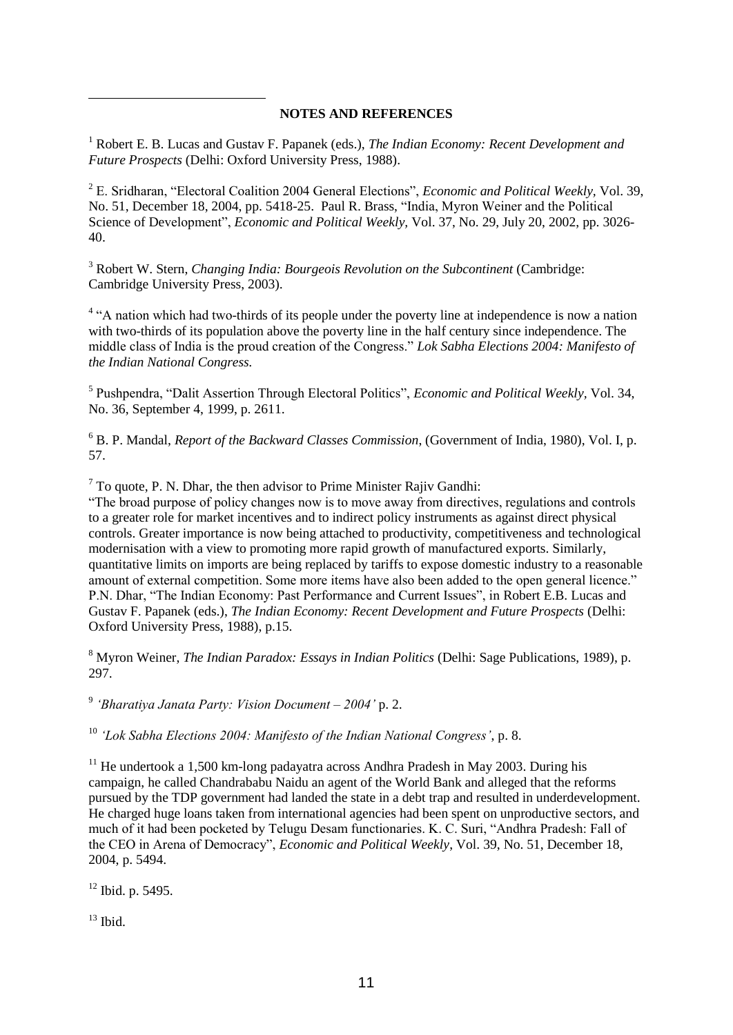**NOTES AND REFERENCES**

[1] Robert E. B. Lucas and Gustav F. Papanek (eds.), *The Indian Economy: Recent Development and Future Prospects* (Delhi: Oxford University Press, 1988).

[2] E. Sridharan, "Electoral Coalition 2004 General Elections", *Economic and Political Weekly,* Vol. 39, No. 51, December 18, 2004, pp. 5418-25. Paul R. Brass, "India, Myron Weiner and the Political Science of Development", *Economic and Political Weekly,* Vol. 37, No. 29, July 20, 2002, pp. 3026-40.

[3] Robert W. Stern, *Changing India: Bourgeois Revolution on the Subcontinent* (Cambridge: Cambridge University Press, 2003).

[4] "A nation which had two-thirds of its people under the poverty line at independence is now a nation with two-thirds of its population above the poverty line in the half century since independence. The middle class of India is the proud creation of the Congress." *Lok Sabha Elections 2004: Manifesto of the Indian National Congress.*

[5] Pushpendra, "Dalit Assertion Through Electoral Politics", *Economic and Political Weekly,* Vol. 34, No. 36, September 4, 1999, p. 2611.

[6] B. P. Mandal, *Report of the Backward Classes Commission,* (Government of India, 1980), Vol. I, p. 57.

[7] To quote, P. N. Dhar, the then advisor to Prime Minister Rajiv Gandhi:
"The broad purpose of policy changes now is to move away from directives, regulations and controls to a greater role for market incentives and to indirect policy instruments as against direct physical controls. Greater importance is now being attached to productivity, competitiveness and technological modernisation with a view to promoting more rapid growth of manufactured exports. Similarly, quantitative limits on imports are being replaced by tariffs to expose domestic industry to a reasonable amount of external competition. Some more items have also been added to the open general licence." P.N. Dhar, "The Indian Economy: Past Performance and Current Issues", in Robert E.B. Lucas and Gustav F. Papanek (eds.), *The Indian Economy: Recent Development and Future Prospects* (Delhi: Oxford University Press, 1988), p.15.

[8] Myron Weiner, *The Indian Paradox: Essays in Indian Politics* (Delhi: Sage Publications, 1989), p. 297.

[9] *'Bharatiya Janata Party: Vision Document – 2004'* p. 2.

[10] *'Lok Sabha Elections 2004: Manifesto of the Indian National Congress'*, p. 8.

[11] He undertook a 1,500 km-long padayatra across Andhra Pradesh in May 2003. During his campaign, he called Chandrababu Naidu an agent of the World Bank and alleged that the reforms pursued by the TDP government had landed the state in a debt trap and resulted in underdevelopment. He charged huge loans taken from international agencies had been spent on unproductive sectors, and much of it had been pocketed by Telugu Desam functionaries. K. C. Suri, "Andhra Pradesh: Fall of the CEO in Arena of Democracy", *Economic and Political Weekly*, Vol. 39, No. 51, December 18, 2004, p. 5494.

[12] Ibid. p. 5495.

[13] Ibid.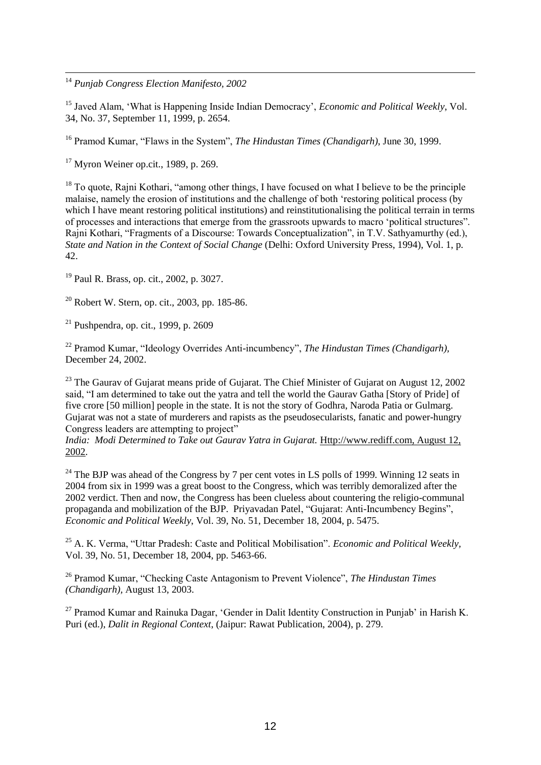[14] *Punjab Congress Election Manifesto, 2002*

[15] Javed Alam, 'What is Happening Inside Indian Democracy', *Economic and Political Weekly*, Vol. 34, No. 37, September 11, 1999, p. 2654.

[16] Pramod Kumar, "Flaws in the System", *The Hindustan Times (Chandigarh)*, June 30, 1999.

[17] Myron Weiner op.cit., 1989, p. 269.

[18] To quote, Rajni Kothari, "among other things, I have focused on what I believe to be the principle malaise, namely the erosion of institutions and the challenge of both 'restoring political process (by which I have meant restoring political institutions) and reinstitutionalising the political terrain in terms of processes and interactions that emerge from the grassroots upwards to macro 'political structures". Rajni Kothari, "Fragments of a Discourse: Towards Conceptualization", in T.V. Sathyamurthy (ed.), *State and Nation in the Context of Social Change* (Delhi: Oxford University Press, 1994), Vol. 1, p. 42.

[19] Paul R. Brass, op. cit., 2002, p. 3027.

[20] Robert W. Stern, op. cit., 2003, pp. 185-86.

[21] Pushpendra, op. cit., 1999, p. 2609

[22] Pramod Kumar, "Ideology Overrides Anti-incumbency", *The Hindustan Times (Chandigarh),* December 24, 2002.

[23] The Gaurav of Gujarat means pride of Gujarat. The Chief Minister of Gujarat on August 12, 2002 said, "I am determined to take out the yatra and tell the world the Gaurav Gatha [Story of Pride] of five crore [50 million] people in the state. It is not the story of Godhra, Naroda Patia or Gulmarg. Gujarat was not a state of murderers and rapists as the pseudosecularists, fanatic and power-hungry Congress leaders are attempting to project"
*India: Modi Determined to Take out Gaurav Yatra in Gujarat.* Http://www.rediff.com, August 12, 2002.

[24] The BJP was ahead of the Congress by 7 per cent votes in LS polls of 1999. Winning 12 seats in 2004 from six in 1999 was a great boost to the Congress, which was terribly demoralized after the 2002 verdict. Then and now, the Congress has been clueless about countering the religio-communal propaganda and mobilization of the BJP. Priyavadan Patel, "Gujarat: Anti-Incumbency Begins", *Economic and Political Weekly*, Vol. 39, No. 51, December 18, 2004, p. 5475.

[25] A. K. Verma, "Uttar Pradesh: Caste and Political Mobilisation". *Economic and Political Weekly,* Vol. 39, No. 51, December 18, 2004, pp. 5463-66.

[26] Pramod Kumar, "Checking Caste Antagonism to Prevent Violence", *The Hindustan Times (Chandigarh),* August 13, 2003.

[27] Pramod Kumar and Rainuka Dagar, 'Gender in Dalit Identity Construction in Punjab' in Harish K. Puri (ed.), *Dalit in Regional Context*, (Jaipur: Rawat Publication, 2004), p. 279.